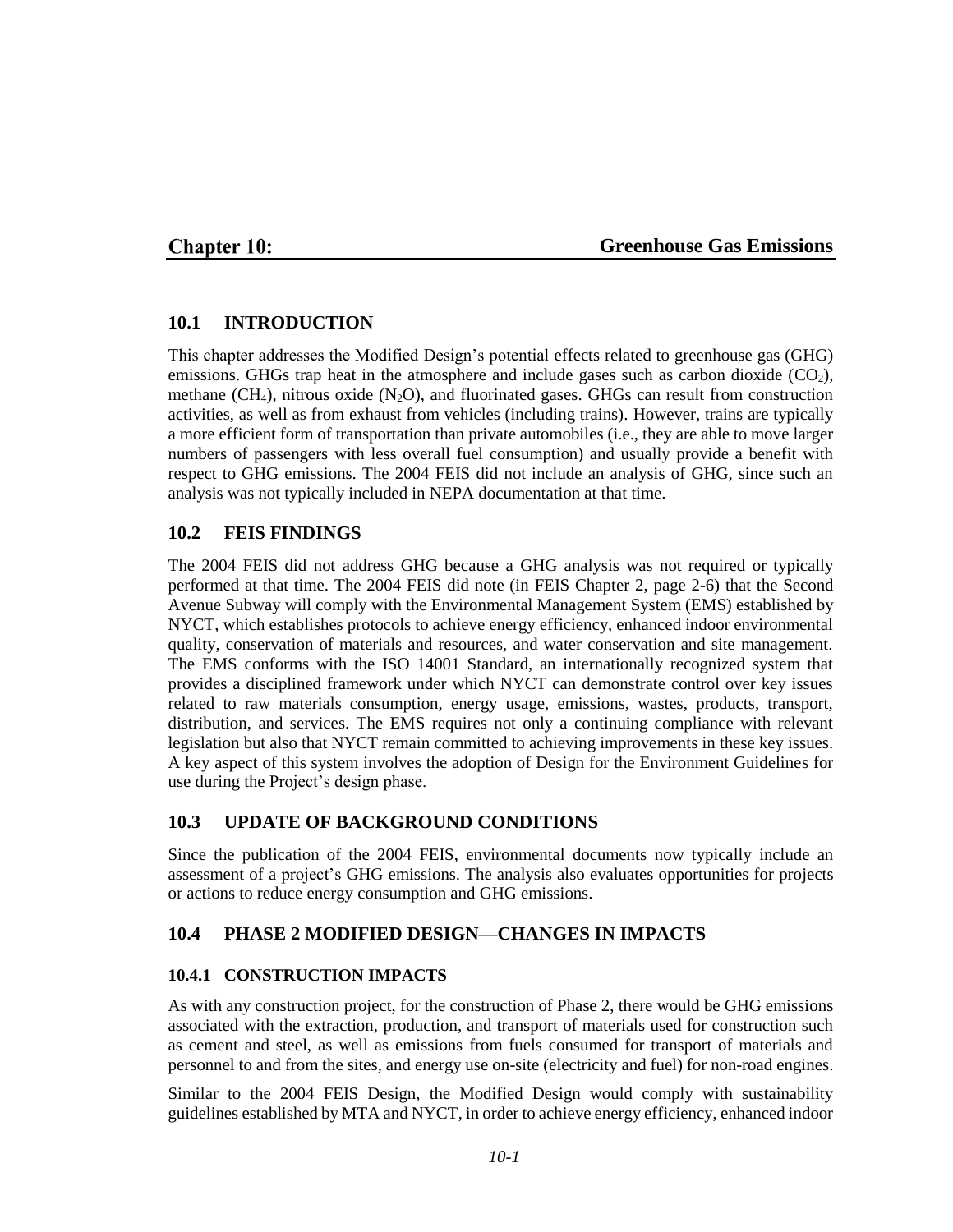# Chapter 10: Greenhouse Gas Emissions

## 10.1 INTRODUCTION

This chapter addresses the Modified Design's potential effects related to greenhouse gas (GHG) emissions. GHGs trap heat in the atmosphere and include gases such as carbon dioxide ($CO_2$), methane ($CH_4$), nitrous oxide ($N_2O$), and fluorinated gases. GHGs can result from construction activities, as well as from exhaust from vehicles (including trains). However, trains are typically a more efficient form of transportation than private automobiles (i.e., they are able to move larger numbers of passengers with less overall fuel consumption) and usually provide a benefit with respect to GHG emissions. The 2004 FEIS did not include an analysis of GHG, since such an analysis was not typically included in NEPA documentation at that time.

## 10.2 FEIS FINDINGS

The 2004 FEIS did not address GHG because a GHG analysis was not required or typically performed at that time. The 2004 FEIS did note (in FEIS Chapter 2, page 2-6) that the Second Avenue Subway will comply with the Environmental Management System (EMS) established by NYCT, which establishes protocols to achieve energy efficiency, enhanced indoor environmental quality, conservation of materials and resources, and water conservation and site management. The EMS conforms with the ISO 14001 Standard, an internationally recognized system that provides a disciplined framework under which NYCT can demonstrate control over key issues related to raw materials consumption, energy usage, emissions, wastes, products, transport, distribution, and services. The EMS requires not only a continuing compliance with relevant legislation but also that NYCT remain committed to achieving improvements in these key issues. A key aspect of this system involves the adoption of Design for the Environment Guidelines for use during the Project's design phase.

## 10.3 UPDATE OF BACKGROUND CONDITIONS

Since the publication of the 2004 FEIS, environmental documents now typically include an assessment of a project's GHG emissions. The analysis also evaluates opportunities for projects or actions to reduce energy consumption and GHG emissions.

## 10.4 PHASE 2 MODIFIED DESIGN—CHANGES IN IMPACTS

### 10.4.1 CONSTRUCTION IMPACTS

As with any construction project, for the construction of Phase 2, there would be GHG emissions associated with the extraction, production, and transport of materials used for construction such as cement and steel, as well as emissions from fuels consumed for transport of materials and personnel to and from the sites, and energy use on-site (electricity and fuel) for non-road engines.

Similar to the 2004 FEIS Design, the Modified Design would comply with sustainability guidelines established by MTA and NYCT, in order to achieve energy efficiency, enhanced indoor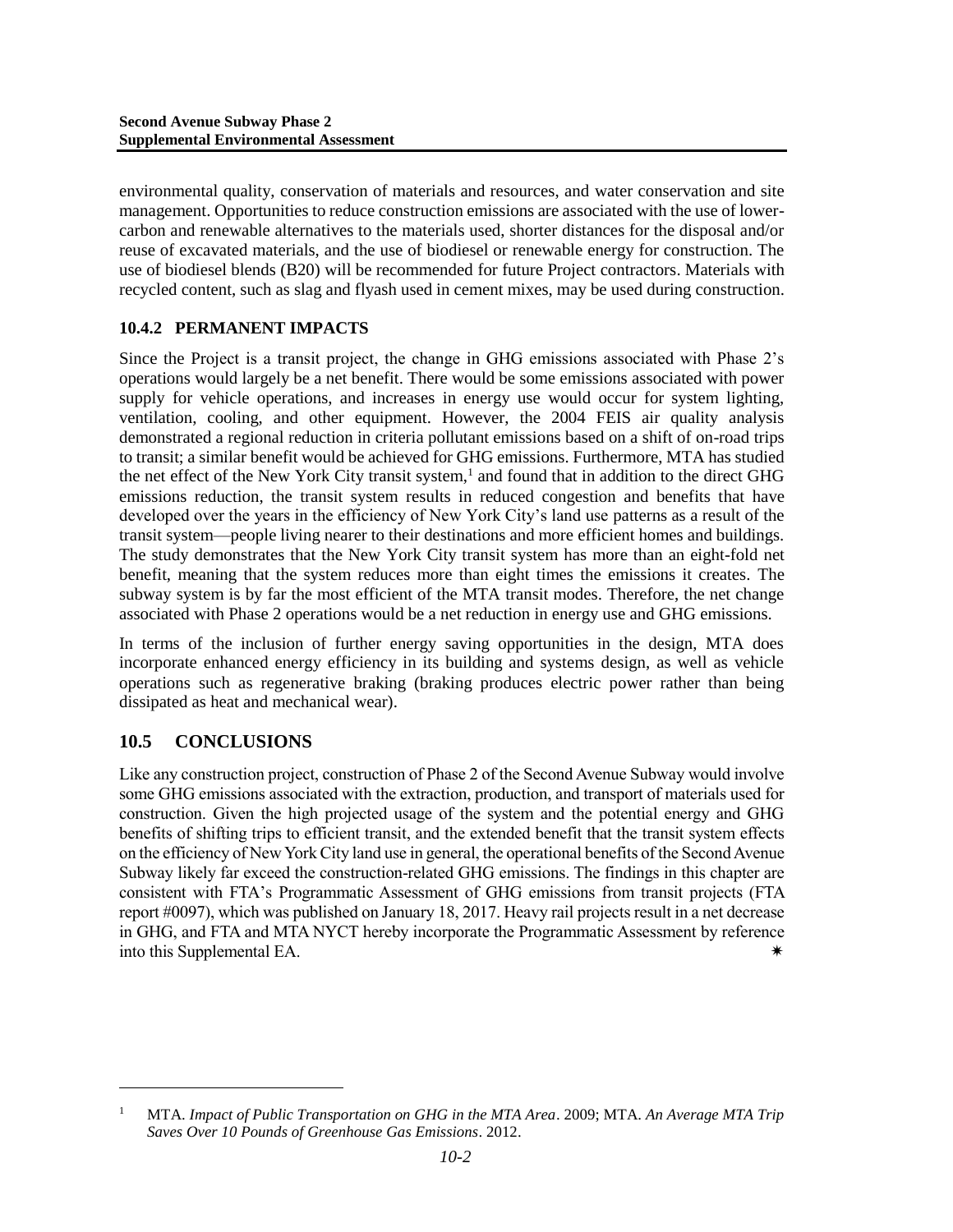environmental quality, conservation of materials and resources, and water conservation and site management. Opportunities to reduce construction emissions are associated with the use of lower-carbon and renewable alternatives to the materials used, shorter distances for the disposal and/or reuse of excavated materials, and the use of biodiesel or renewable energy for construction. The use of biodiesel blends (B20) will be recommended for future Project contractors. Materials with recycled content, such as slag and flyash used in cement mixes, may be used during construction.

### 10.4.2 PERMANENT IMPACTS

Since the Project is a transit project, the change in GHG emissions associated with Phase 2's operations would largely be a net benefit. There would be some emissions associated with power supply for vehicle operations, and increases in energy use would occur for system lighting, ventilation, cooling, and other equipment. However, the 2004 FEIS air quality analysis demonstrated a regional reduction in criteria pollutant emissions based on a shift of on-road trips to transit; a similar benefit would be achieved for GHG emissions. Furthermore, MTA has studied the net effect of the New York City transit system,[1] and found that in addition to the direct GHG emissions reduction, the transit system results in reduced congestion and benefits that have developed over the years in the efficiency of New York City's land use patterns as a result of the transit system—people living nearer to their destinations and more efficient homes and buildings. The study demonstrates that the New York City transit system has more than an eight-fold net benefit, meaning that the system reduces more than eight times the emissions it creates. The subway system is by far the most efficient of the MTA transit modes. Therefore, the net change associated with Phase 2 operations would be a net reduction in energy use and GHG emissions.

In terms of the inclusion of further energy saving opportunities in the design, MTA does incorporate enhanced energy efficiency in its building and systems design, as well as vehicle operations such as regenerative braking (braking produces electric power rather than being dissipated as heat and mechanical wear).

## 10.5 CONCLUSIONS

Like any construction project, construction of Phase 2 of the Second Avenue Subway would involve some GHG emissions associated with the extraction, production, and transport of materials used for construction. Given the high projected usage of the system and the potential energy and GHG benefits of shifting trips to efficient transit, and the extended benefit that the transit system effects on the efficiency of New York City land use in general, the operational benefits of the Second Avenue Subway likely far exceed the construction-related GHG emissions. The findings in this chapter are consistent with FTA's Programmatic Assessment of GHG emissions from transit projects (FTA report #0097), which was published on January 18, 2017. Heavy rail projects result in a net decrease in GHG, and FTA and MTA NYCT hereby incorporate the Programmatic Assessment by reference into this Supplemental EA. ✷

---

[1] MTA. *Impact of Public Transportation on GHG in the MTA Area*. 2009; MTA. *An Average MTA Trip Saves Over 10 Pounds of Greenhouse Gas Emissions*. 2012.